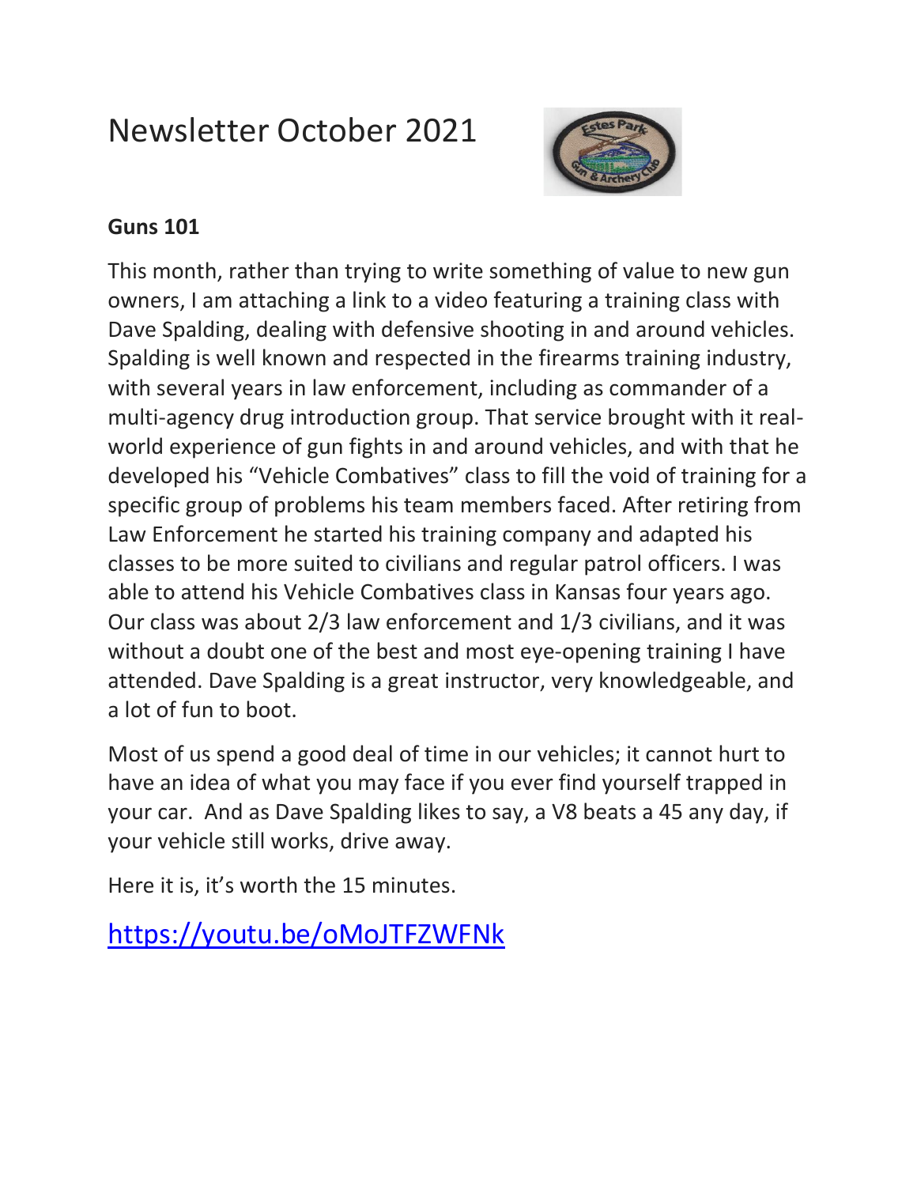# Newsletter October 2021

## Guns 101

This month, rather than trying to write something of value to new gun owners, I am attaching a link to a video featuring a training class with Dave Spalding, dealing with defensive shooting in and around vehicles. Spalding is well known and respected in the firearms training industry, with several years in law enforcement, including as commander of a multi-agency drug introduction group. That service brought with it real-world experience of gun fights in and around vehicles, and with that he developed his "Vehicle Combatives" class to fill the void of training for a specific group of problems his team members faced. After retiring from Law Enforcement he started his training company and adapted his classes to be more suited to civilians and regular patrol officers. I was able to attend his Vehicle Combatives class in Kansas four years ago. Our class was about 2/3 law enforcement and 1/3 civilians, and it was without a doubt one of the best and most eye-opening training I have attended. Dave Spalding is a great instructor, very knowledgeable, and a lot of fun to boot.

Most of us spend a good deal of time in our vehicles; it cannot hurt to have an idea of what you may face if you ever find yourself trapped in your car. And as Dave Spalding likes to say, a V8 beats a 45 any day, if your vehicle still works, drive away.

Here it is, it's worth the 15 minutes.

https://youtu.be/oMoJTFZWFNk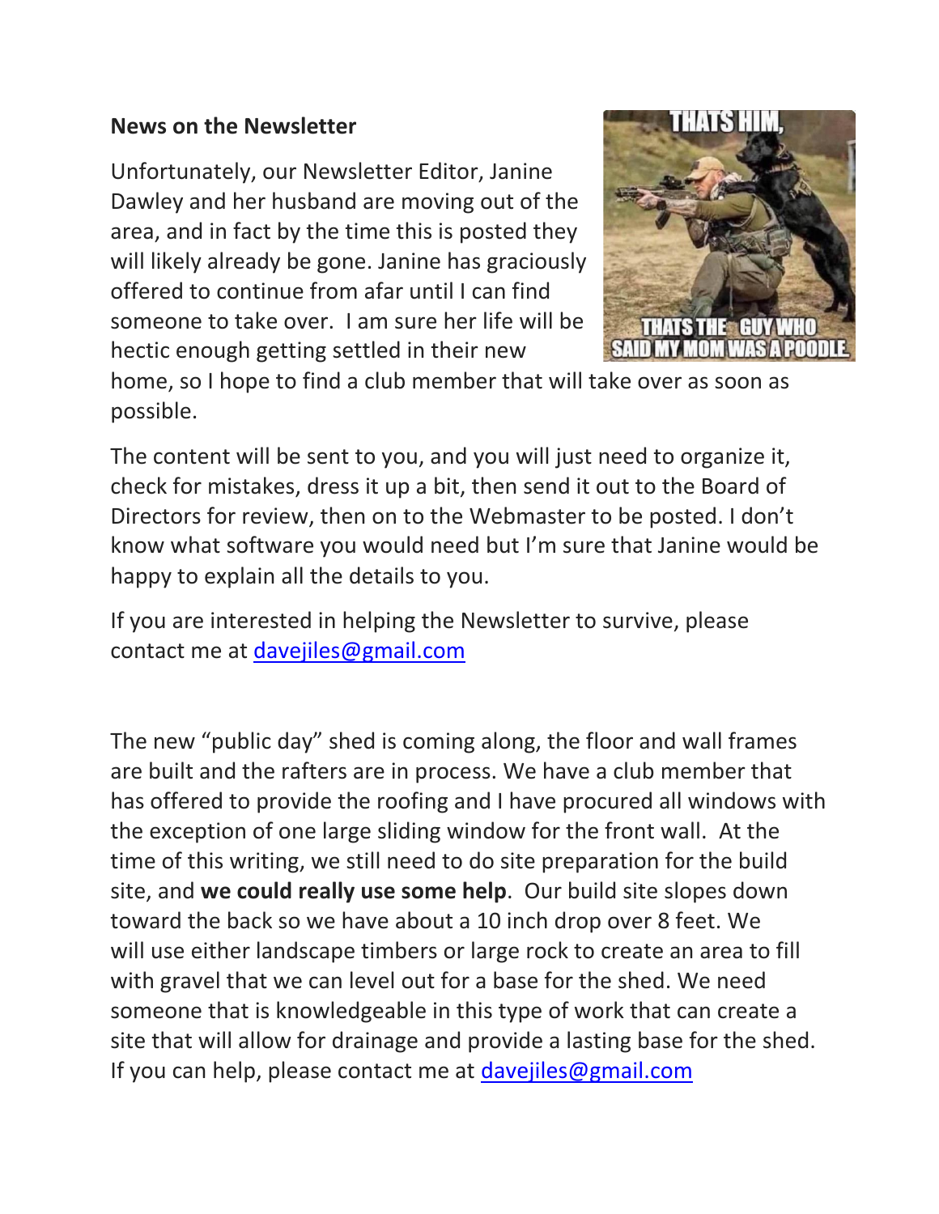**News on the Newsletter**

Unfortunately, our Newsletter Editor, Janine Dawley and her husband are moving out of the area, and in fact by the time this is posted they will likely already be gone. Janine has graciously offered to continue from afar until I can find someone to take over. I am sure her life will be hectic enough getting settled in their new home, so I hope to find a club member that will take over as soon as possible.

The content will be sent to you, and you will just need to organize it, check for mistakes, dress it up a bit, then send it out to the Board of Directors for review, then on to the Webmaster to be posted. I don't know what software you would need but I'm sure that Janine would be happy to explain all the details to you.

If you are interested in helping the Newsletter to survive, please contact me at davejiles@gmail.com

The new "public day" shed is coming along, the floor and wall frames are built and the rafters are in process. We have a club member that has offered to provide the roofing and I have procured all windows with the exception of one large sliding window for the front wall. At the time of this writing, we still need to do site preparation for the build site, and **we could really use some help**. Our build site slopes down toward the back so we have about a 10 inch drop over 8 feet. We will use either landscape timbers or large rock to create an area to fill with gravel that we can level out for a base for the shed. We need someone that is knowledgeable in this type of work that can create a site that will allow for drainage and provide a lasting base for the shed. If you can help, please contact me at davejiles@gmail.com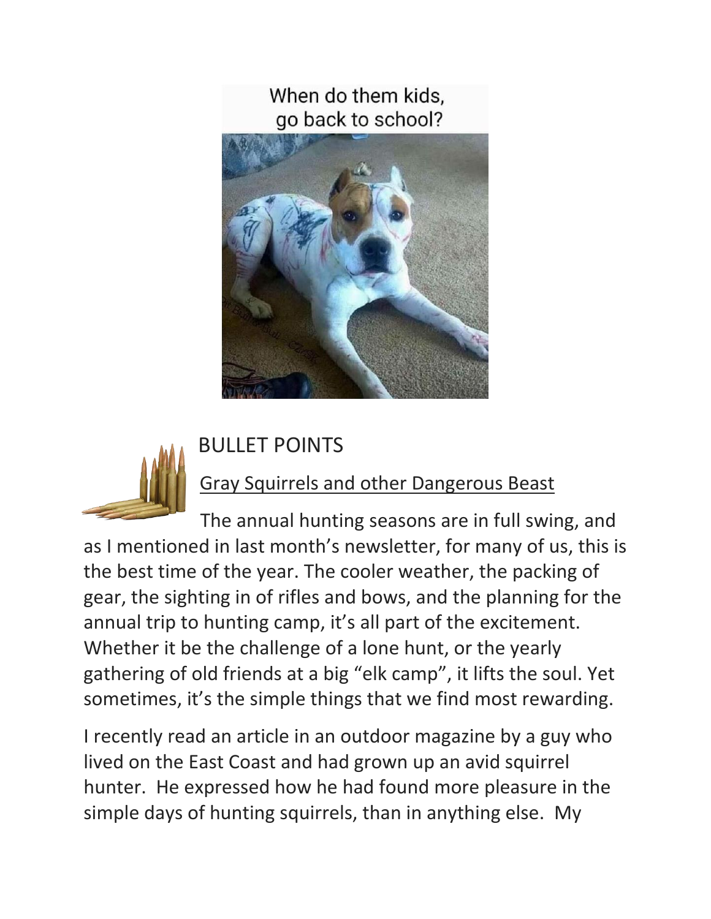When do them kids, go back to school?

# BULLET POINTS

## Gray Squirrels and other Dangerous Beast

The annual hunting seasons are in full swing, and as I mentioned in last month's newsletter, for many of us, this is the best time of the year. The cooler weather, the packing of gear, the sighting in of rifles and bows, and the planning for the annual trip to hunting camp, it's all part of the excitement. Whether it be the challenge of a lone hunt, or the yearly gathering of old friends at a big "elk camp", it lifts the soul. Yet sometimes, it's the simple things that we find most rewarding.

I recently read an article in an outdoor magazine by a guy who lived on the East Coast and had grown up an avid squirrel hunter. He expressed how he had found more pleasure in the simple days of hunting squirrels, than in anything else. My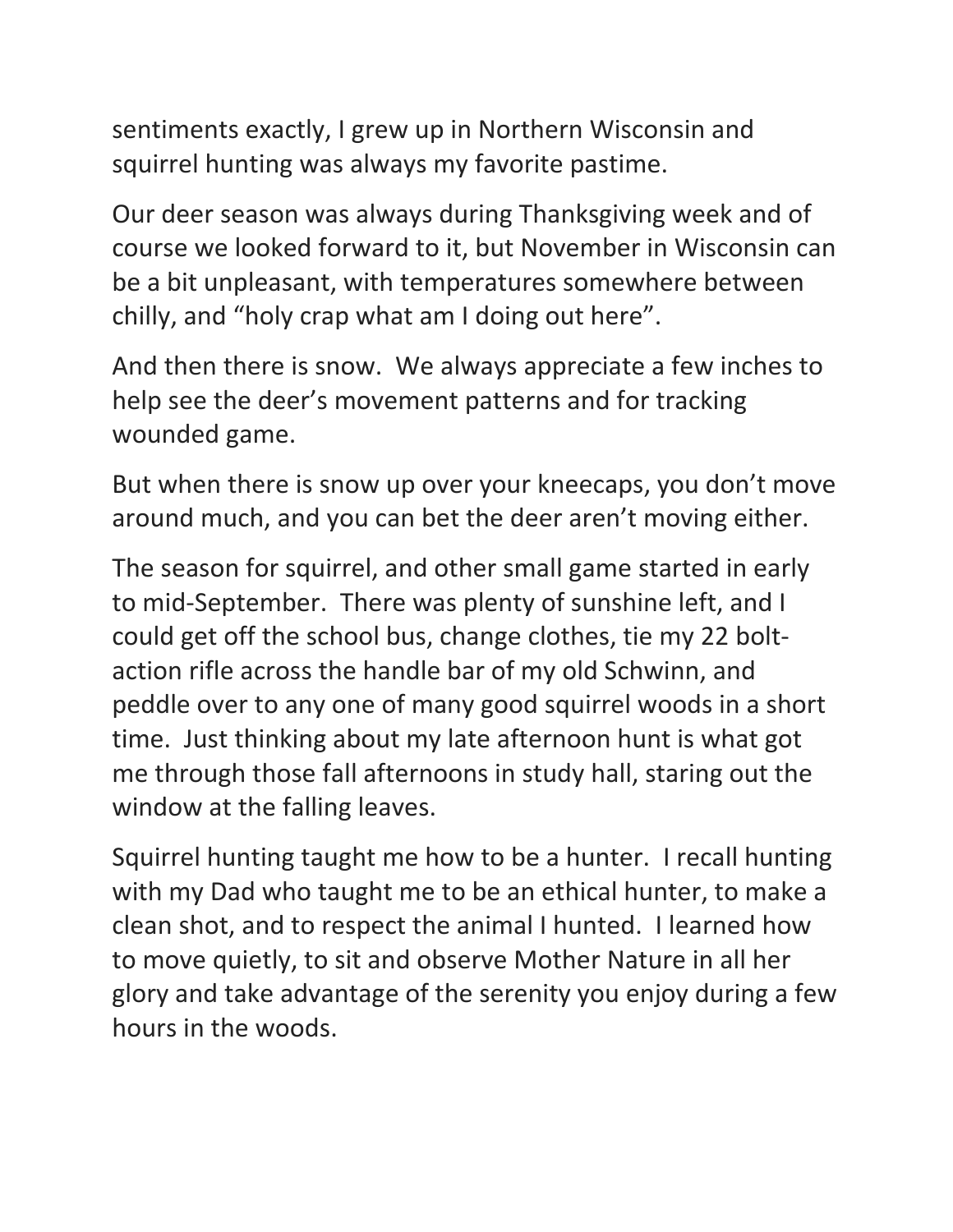sentiments exactly, I grew up in Northern Wisconsin and squirrel hunting was always my favorite pastime.

Our deer season was always during Thanksgiving week and of course we looked forward to it, but November in Wisconsin can be a bit unpleasant, with temperatures somewhere between chilly, and "holy crap what am I doing out here".

And then there is snow. We always appreciate a few inches to help see the deer's movement patterns and for tracking wounded game.

But when there is snow up over your kneecaps, you don't move around much, and you can bet the deer aren't moving either.

The season for squirrel, and other small game started in early to mid-September. There was plenty of sunshine left, and I could get off the school bus, change clothes, tie my 22 bolt-action rifle across the handle bar of my old Schwinn, and peddle over to any one of many good squirrel woods in a short time. Just thinking about my late afternoon hunt is what got me through those fall afternoons in study hall, staring out the window at the falling leaves.

Squirrel hunting taught me how to be a hunter. I recall hunting with my Dad who taught me to be an ethical hunter, to make a clean shot, and to respect the animal I hunted. I learned how to move quietly, to sit and observe Mother Nature in all her glory and take advantage of the serenity you enjoy during a few hours in the woods.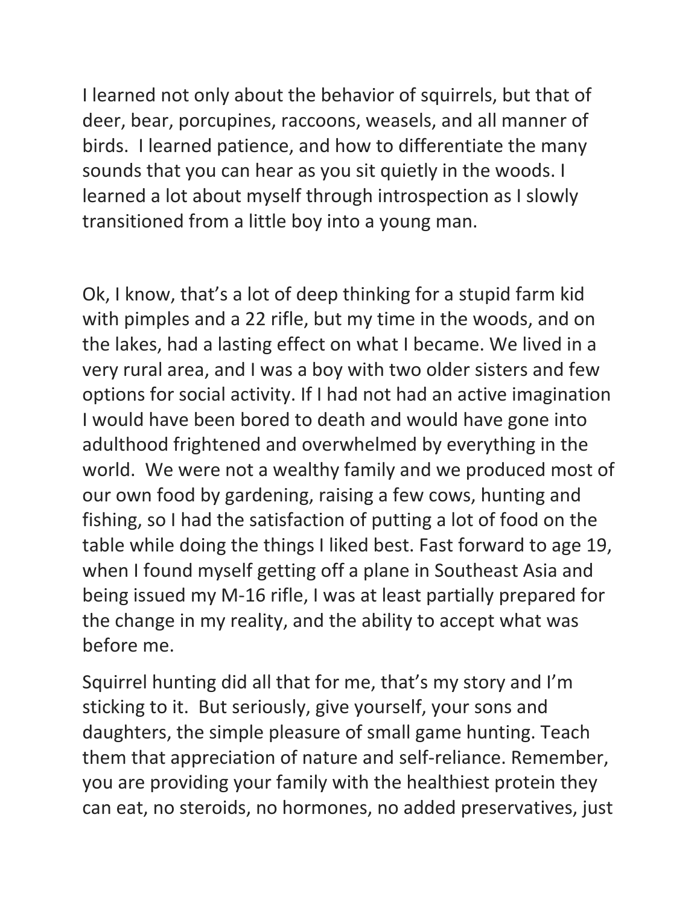I learned not only about the behavior of squirrels, but that of deer, bear, porcupines, raccoons, weasels, and all manner of birds. I learned patience, and how to differentiate the many sounds that you can hear as you sit quietly in the woods. I learned a lot about myself through introspection as I slowly transitioned from a little boy into a young man.

Ok, I know, that's a lot of deep thinking for a stupid farm kid with pimples and a 22 rifle, but my time in the woods, and on the lakes, had a lasting effect on what I became. We lived in a very rural area, and I was a boy with two older sisters and few options for social activity. If I had not had an active imagination I would have been bored to death and would have gone into adulthood frightened and overwhelmed by everything in the world. We were not a wealthy family and we produced most of our own food by gardening, raising a few cows, hunting and fishing, so I had the satisfaction of putting a lot of food on the table while doing the things I liked best. Fast forward to age 19, when I found myself getting off a plane in Southeast Asia and being issued my M-16 rifle, I was at least partially prepared for the change in my reality, and the ability to accept what was before me.

Squirrel hunting did all that for me, that's my story and I'm sticking to it. But seriously, give yourself, your sons and daughters, the simple pleasure of small game hunting. Teach them that appreciation of nature and self-reliance. Remember, you are providing your family with the healthiest protein they can eat, no steroids, no hormones, no added preservatives, just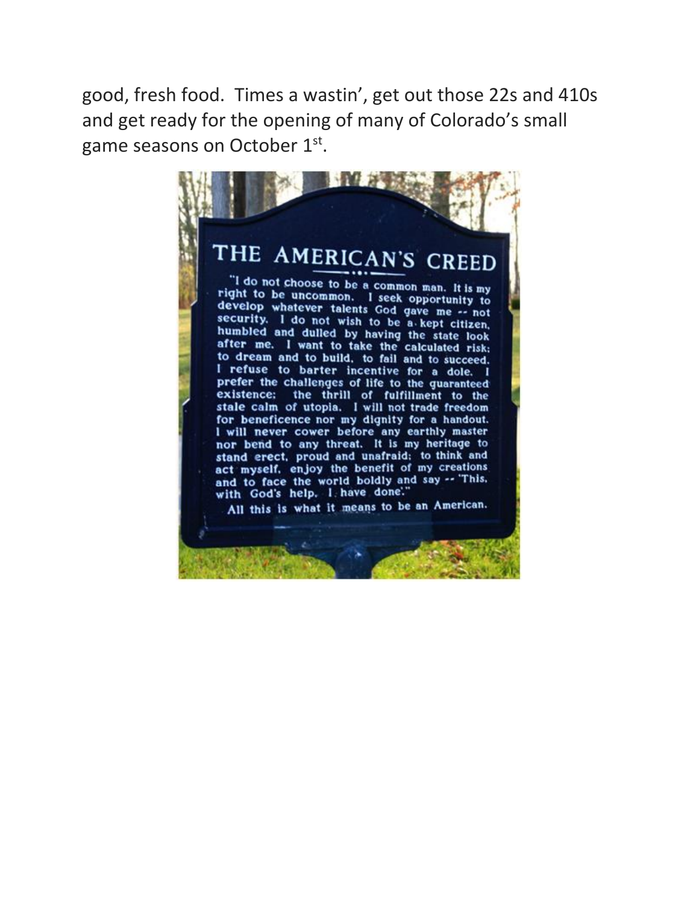good, fresh food. Times a wastin', get out those 22s and 410s and get ready for the opening of many of Colorado's small game seasons on October 1st.

## THE AMERICAN'S CREED

"I do not choose to be a common man. It is my right to be uncommon. I seek opportunity to develop whatever talents God gave me -- not security. I do not wish to be a kept citizen, humbled and dulled by having the state look after me. I want to take the calculated risk; to dream and to build, to fail and to succeed. I refuse to barter incentive for a dole. I prefer the challenges of life to the guaranteed existence; the thrill of fulfillment to the stale calm of utopia. I will not trade freedom for beneficence nor my dignity for a handout. I will never cower before any earthly master nor bend to any threat. It is my heritage to stand erect, proud and unafraid; to think and act myself, enjoy the benefit of my creations and to face the world boldly and say -- 'This, with God's help, I have done'."

All this is what it means to be an American.